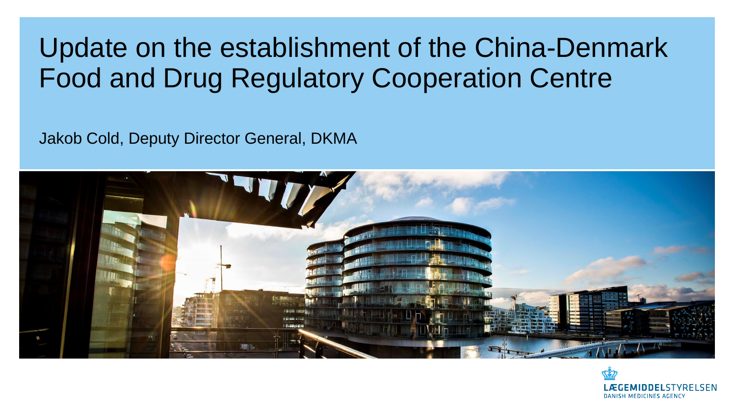# Update on the establishment of the China-Denmark Food and Drug Regulatory Cooperation Centre

Jakob Cold, Deputy Director General, DKMA

LÆGEMIDDELSTYRELSEN
DANISH MEDICINES AGENCY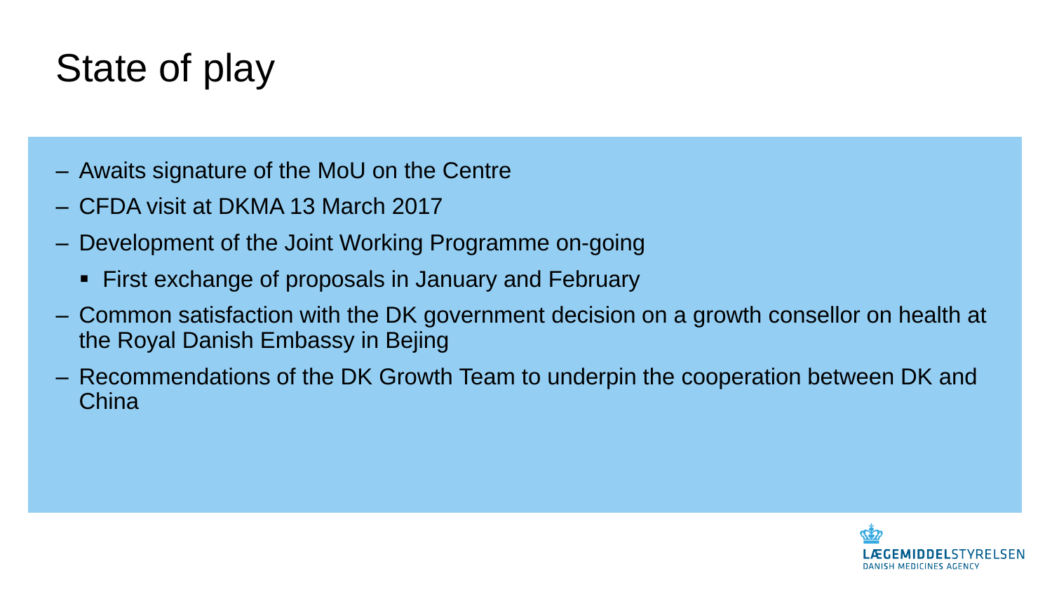# State of play

- Awaits signature of the MoU on the Centre
- CFDA visit at DKMA 13 March 2017
- Development of the Joint Working Programme on-going
  - First exchange of proposals in January and February
- Common satisfaction with the DK government decision on a growth consellor on health at the Royal Danish Embassy in Bejing
- Recommendations of the DK Growth Team to underpin the cooperation between DK and China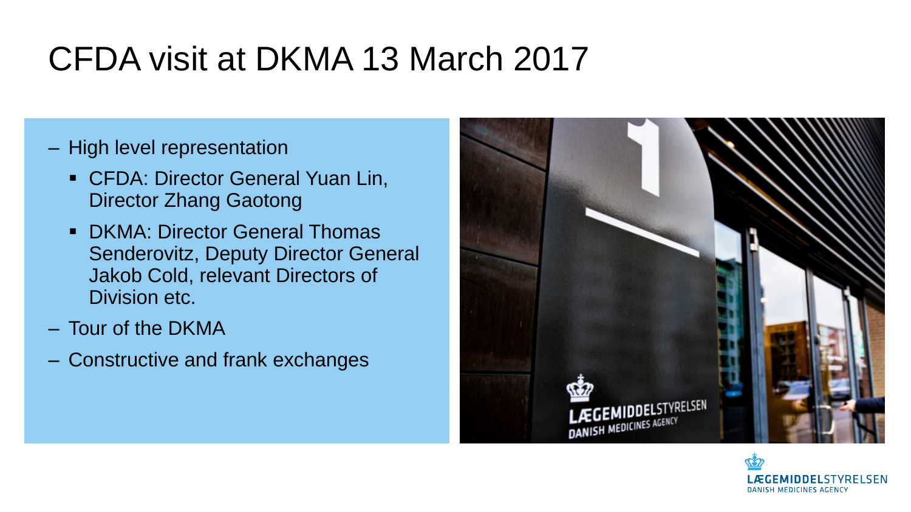# CFDA visit at DKMA 13 March 2017

- High level representation
  - CFDA: Director General Yuan Lin, Director Zhang Gaotong
  - DKMA: Director General Thomas Senderovitz, Deputy Director General Jakob Cold, relevant Directors of Division etc.
- Tour of the DKMA
- Constructive and frank exchanges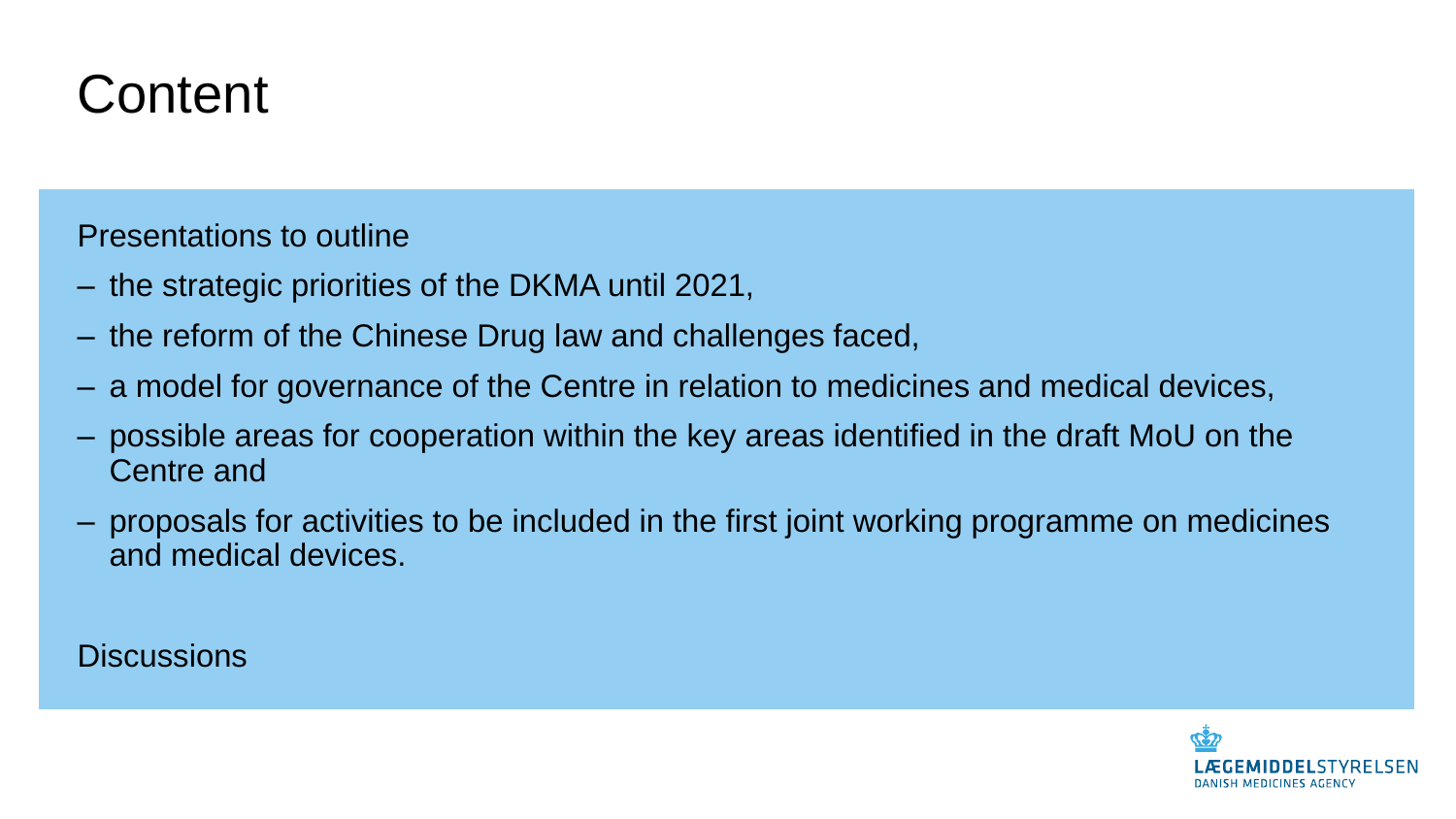# Content

Presentations to outline

- the strategic priorities of the DKMA until 2021,
- the reform of the Chinese Drug law and challenges faced,
- a model for governance of the Centre in relation to medicines and medical devices,
- possible areas for cooperation within the key areas identified in the draft MoU on the Centre and
- proposals for activities to be included in the first joint working programme on medicines and medical devices.

Discussions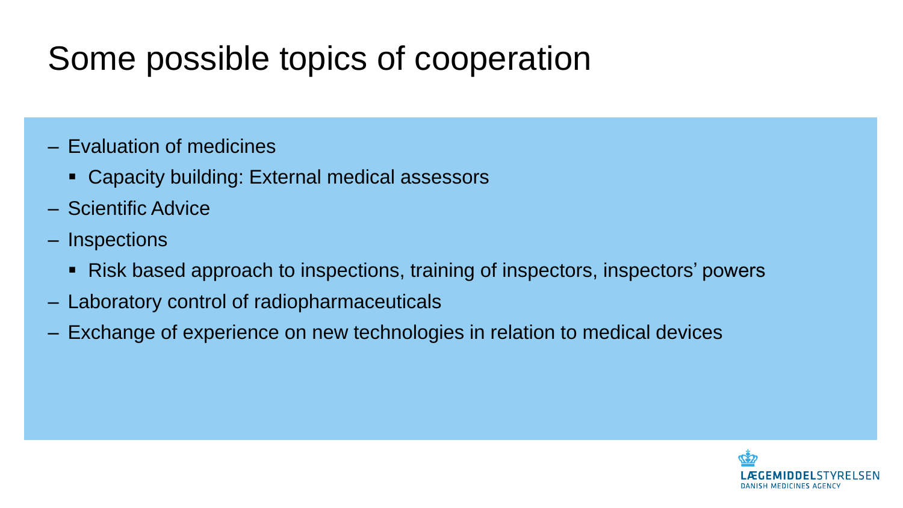# Some possible topics of cooperation

- Evaluation of medicines
  - Capacity building: External medical assessors
- Scientific Advice
- Inspections
  - Risk based approach to inspections, training of inspectors, inspectors' powers
- Laboratory control of radiopharmaceuticals
- Exchange of experience on new technologies in relation to medical devices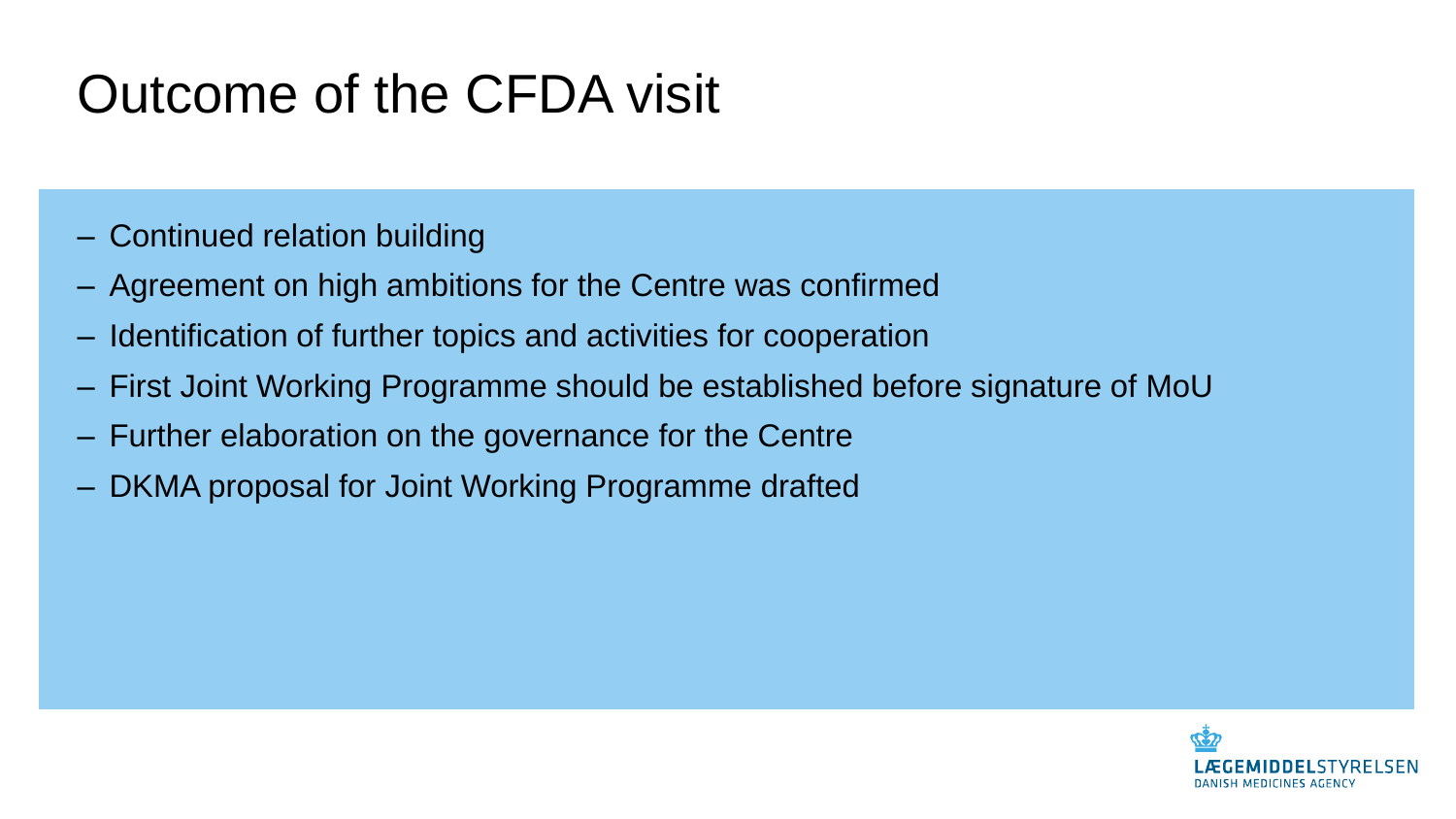# Outcome of the CFDA visit

- Continued relation building
- Agreement on high ambitions for the Centre was confirmed
- Identification of further topics and activities for cooperation
- First Joint Working Programme should be established before signature of MoU
- Further elaboration on the governance for the Centre
- DKMA proposal for Joint Working Programme drafted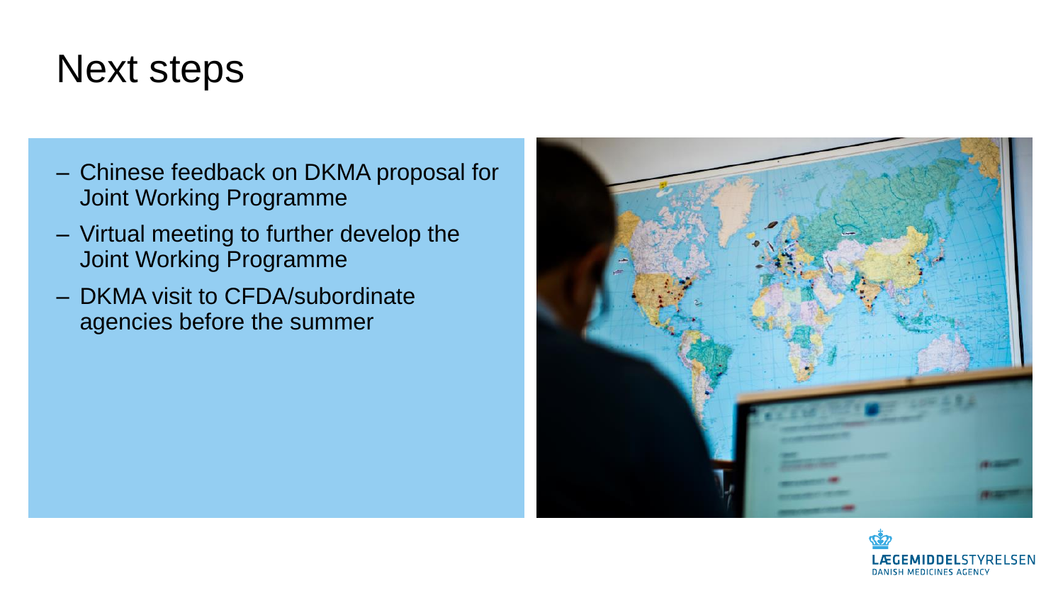# Next steps

- Chinese feedback on DKMA proposal for Joint Working Programme
- Virtual meeting to further develop the Joint Working Programme
- DKMA visit to CFDA/subordinate agencies before the summer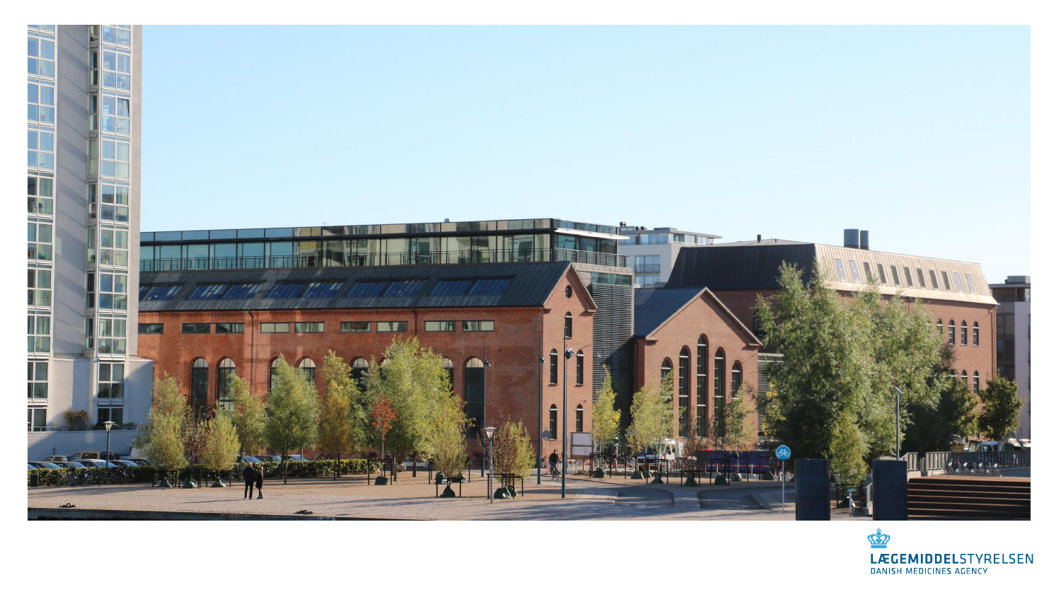LÆGEMIDDELSTYRELSEN
DANISH MEDICINES AGENCY